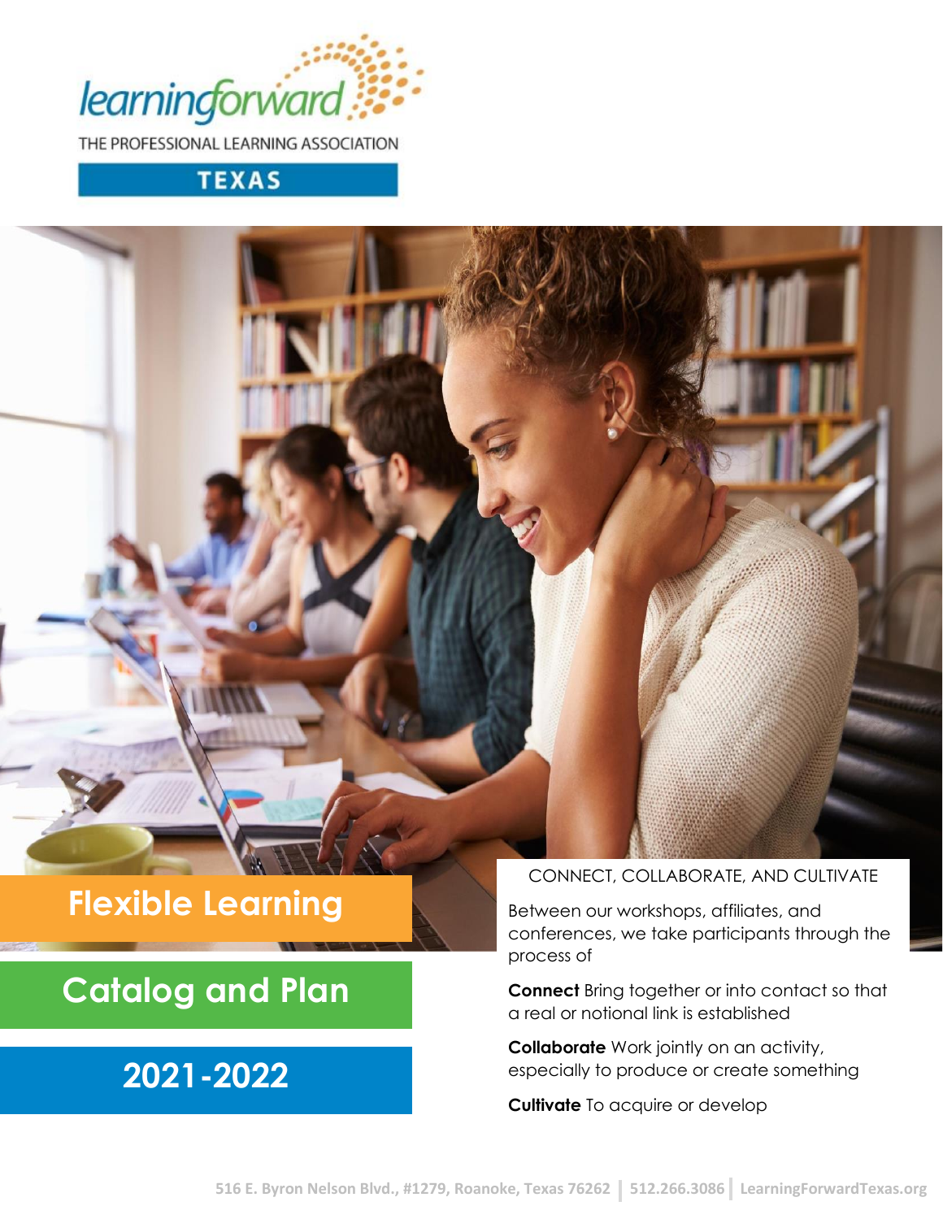learningforward

THE PROFESSIONAL LEARNING ASSOCIATION

TEXAS

# Flexible Learning

# Catalog and Plan

# 2021-2022

CONNECT, COLLABORATE, AND CULTIVATE

Between our workshops, affiliates, and conferences, we take participants through the process of

**Connect** Bring together or into contact so that a real or notional link is established

**Collaborate** Work jointly on an activity, especially to produce or create something

**Cultivate** To acquire or develop

516 E. Byron Nelson Blvd., #1279, Roanoke, Texas 76262 | 512.266.3086 | LearningForwardTexas.org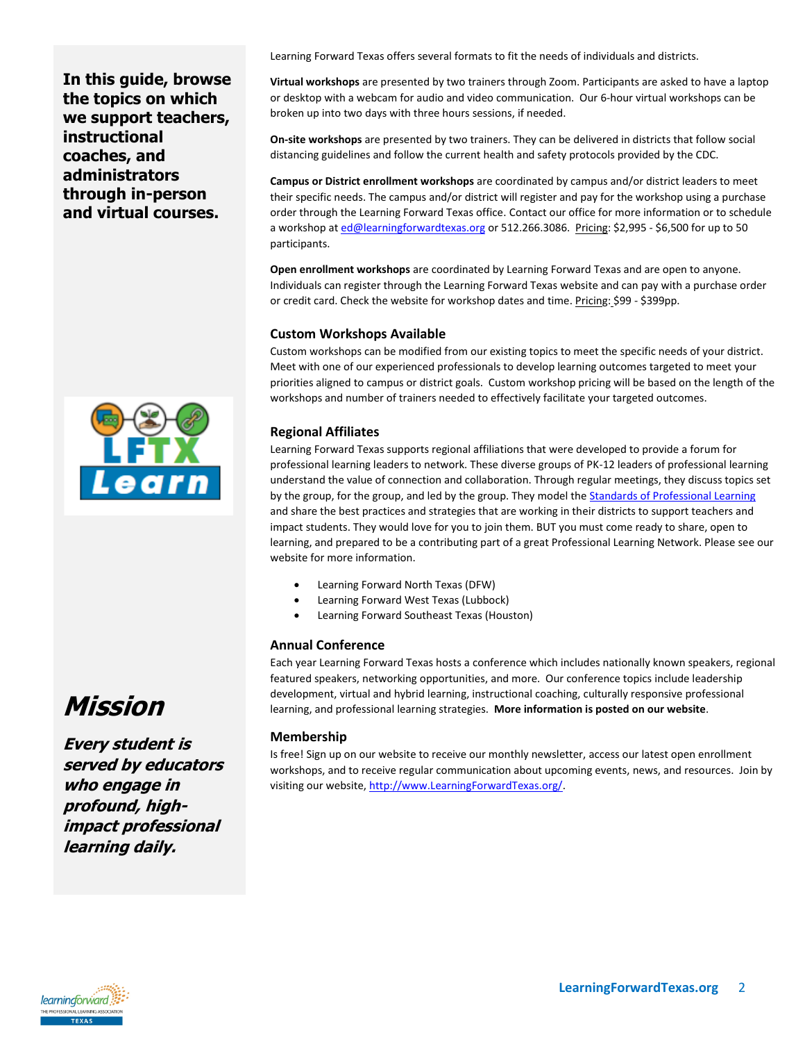**In this guide, browse the topics on which we support teachers, instructional coaches, and administrators through in-person and virtual courses.**

# *Mission*

***Every student is served by educators who engage in profound, high-impact professional learning daily.***

Learning Forward Texas offers several formats to fit the needs of individuals and districts.

**Virtual workshops** are presented by two trainers through Zoom. Participants are asked to have a laptop or desktop with a webcam for audio and video communication. Our 6-hour virtual workshops can be broken up into two days with three hours sessions, if needed.

**On-site workshops** are presented by two trainers. They can be delivered in districts that follow social distancing guidelines and follow the current health and safety protocols provided by the CDC.

**Campus or District enrollment workshops** are coordinated by campus and/or district leaders to meet their specific needs. The campus and/or district will register and pay for the workshop using a purchase order through the Learning Forward Texas office. Contact our office for more information or to schedule a workshop at ed@learningforwardtexas.org or 512.266.3086. Pricing: $2,995 - $6,500 for up to 50 participants.

**Open enrollment workshops** are coordinated by Learning Forward Texas and are open to anyone. Individuals can register through the Learning Forward Texas website and can pay with a purchase order or credit card. Check the website for workshop dates and time. Pricing: $99 - $399pp.

### Custom Workshops Available

Custom workshops can be modified from our existing topics to meet the specific needs of your district. Meet with one of our experienced professionals to develop learning outcomes targeted to meet your priorities aligned to campus or district goals. Custom workshop pricing will be based on the length of the workshops and number of trainers needed to effectively facilitate your targeted outcomes.

### Regional Affiliates

Learning Forward Texas supports regional affiliations that were developed to provide a forum for professional learning leaders to network. These diverse groups of PK-12 leaders of professional learning understand the value of connection and collaboration. Through regular meetings, they discuss topics set by the group, for the group, and led by the group. They model the Standards of Professional Learning and share the best practices and strategies that are working in their districts to support teachers and impact students. They would love for you to join them. BUT you must come ready to share, open to learning, and prepared to be a contributing part of a great Professional Learning Network. Please see our website for more information.

- Learning Forward North Texas (DFW)
- Learning Forward West Texas (Lubbock)
- Learning Forward Southeast Texas (Houston)

### Annual Conference

Each year Learning Forward Texas hosts a conference which includes nationally known speakers, regional featured speakers, networking opportunities, and more. Our conference topics include leadership development, virtual and hybrid learning, instructional coaching, culturally responsive professional learning, and professional learning strategies. **More information is posted on our website**.

### Membership

Is free! Sign up on our website to receive our monthly newsletter, access our latest open enrollment workshops, and to receive regular communication about upcoming events, news, and resources. Join by visiting our website, http://www.LearningForwardTexas.org/.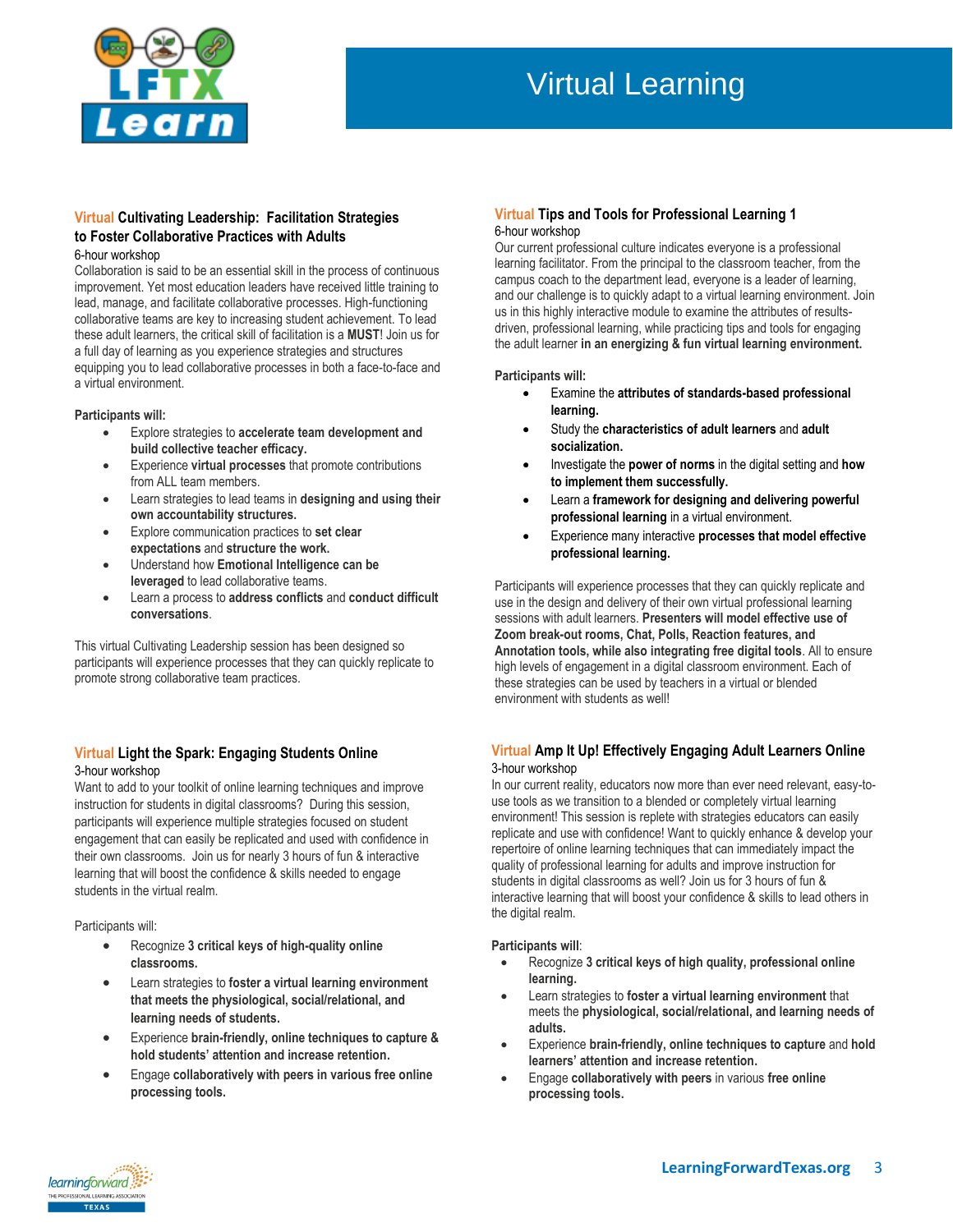# Virtual Learning

## Virtual Cultivating Leadership: Facilitation Strategies to Foster Collaborative Practices with Adults

6-hour workshop

Collaboration is said to be an essential skill in the process of continuous improvement. Yet most education leaders have received little training to lead, manage, and facilitate collaborative processes. High-functioning collaborative teams are key to increasing student achievement. To lead these adult learners, the critical skill of facilitation is a **MUST**! Join us for a full day of learning as you experience strategies and structures equipping you to lead collaborative processes in both a face-to-face and a virtual environment.

**Participants will:**

- Explore strategies to **accelerate team development and build collective teacher efficacy.**
- Experience **virtual processes** that promote contributions from ALL team members.
- Learn strategies to lead teams in **designing and using their own accountability structures.**
- Explore communication practices to **set clear expectations** and **structure the work.**
- Understand how **Emotional Intelligence can be leveraged** to lead collaborative teams.
- Learn a process to **address conflicts** and **conduct difficult conversations**.

This virtual Cultivating Leadership session has been designed so participants will experience processes that they can quickly replicate to promote strong collaborative team practices.

## Virtual Light the Spark: Engaging Students Online

3-hour workshop

Want to add to your toolkit of online learning techniques and improve instruction for students in digital classrooms? During this session, participants will experience multiple strategies focused on student engagement that can easily be replicated and used with confidence in their own classrooms. Join us for nearly 3 hours of fun & interactive learning that will boost the confidence & skills needed to engage students in the virtual realm.

Participants will:

- Recognize **3 critical keys of high-quality online classrooms.**
- Learn strategies to **foster a virtual learning environment that meets the physiological, social/relational, and learning needs of students.**
- Experience **brain-friendly, online techniques to capture & hold students' attention and increase retention.**
- Engage **collaboratively with peers in various free online processing tools.**

## Virtual Tips and Tools for Professional Learning 1

6-hour workshop

Our current professional culture indicates everyone is a professional learning facilitator. From the principal to the classroom teacher, from the campus coach to the department lead, everyone is a leader of learning, and our challenge is to quickly adapt to a virtual learning environment. Join us in this highly interactive module to examine the attributes of results-driven, professional learning, while practicing tips and tools for engaging the adult learner **in an energizing & fun virtual learning environment.**

**Participants will:**

- Examine the **attributes of standards-based professional learning.**
- Study the **characteristics of adult learners** and **adult socialization.**
- Investigate the **power of norms** in the digital setting and **how to implement them successfully.**
- Learn a **framework for designing and delivering powerful professional learning** in a virtual environment.
- Experience many interactive **processes that model effective professional learning.**

Participants will experience processes that they can quickly replicate and use in the design and delivery of their own virtual professional learning sessions with adult learners. **Presenters will model effective use of Zoom break-out rooms, Chat, Polls, Reaction features, and Annotation tools, while also integrating free digital tools**. All to ensure high levels of engagement in a digital classroom environment. Each of these strategies can be used by teachers in a virtual or blended environment with students as well!

## Virtual Amp It Up! Effectively Engaging Adult Learners Online

3-hour workshop

In our current reality, educators now more than ever need relevant, easy-to-use tools as we transition to a blended or completely virtual learning environment! This session is replete with strategies educators can easily replicate and use with confidence! Want to quickly enhance & develop your repertoire of online learning techniques that can immediately impact the quality of professional learning for adults and improve instruction for students in digital classrooms as well? Join us for 3 hours of fun & interactive learning that will boost your confidence & skills to lead others in the digital realm.

**Participants will**:

- Recognize **3 critical keys of high quality, professional online learning.**
- Learn strategies to **foster a virtual learning environment** that meets the **physiological, social/relational, and learning needs of adults.**
- Experience **brain-friendly, online techniques to capture** and **hold learners' attention and increase retention.**
- Engage **collaboratively with peers** in various **free online processing tools.**

LearningForwardTexas.org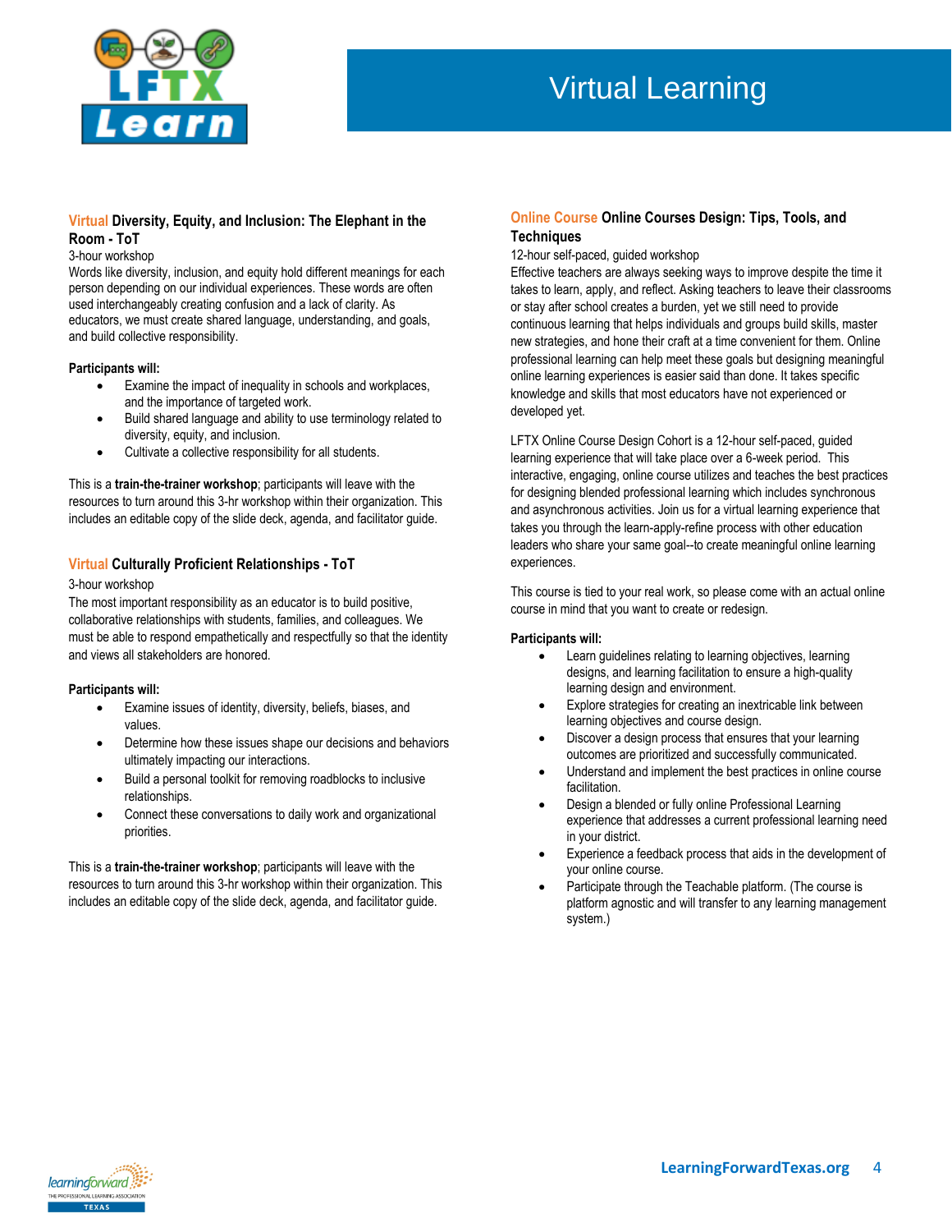# Virtual Learning

### Virtual Diversity, Equity, and Inclusion: The Elephant in the Room - ToT

3-hour workshop

Words like diversity, inclusion, and equity hold different meanings for each person depending on our individual experiences. These words are often used interchangeably creating confusion and a lack of clarity. As educators, we must create shared language, understanding, and goals, and build collective responsibility.

**Participants will:**

- Examine the impact of inequality in schools and workplaces, and the importance of targeted work.
- Build shared language and ability to use terminology related to diversity, equity, and inclusion.
- Cultivate a collective responsibility for all students.

This is a **train-the-trainer workshop**; participants will leave with the resources to turn around this 3-hr workshop within their organization. This includes an editable copy of the slide deck, agenda, and facilitator guide.

### Virtual Culturally Proficient Relationships - ToT

3-hour workshop

The most important responsibility as an educator is to build positive, collaborative relationships with students, families, and colleagues. We must be able to respond empathetically and respectfully so that the identity and views all stakeholders are honored.

**Participants will:**

- Examine issues of identity, diversity, beliefs, biases, and values.
- Determine how these issues shape our decisions and behaviors ultimately impacting our interactions.
- Build a personal toolkit for removing roadblocks to inclusive relationships.
- Connect these conversations to daily work and organizational priorities.

This is a **train-the-trainer workshop**; participants will leave with the resources to turn around this 3-hr workshop within their organization. This includes an editable copy of the slide deck, agenda, and facilitator guide.

### Online Course Online Courses Design: Tips, Tools, and Techniques

12-hour self-paced, guided workshop

Effective teachers are always seeking ways to improve despite the time it takes to learn, apply, and reflect. Asking teachers to leave their classrooms or stay after school creates a burden, yet we still need to provide continuous learning that helps individuals and groups build skills, master new strategies, and hone their craft at a time convenient for them. Online professional learning can help meet these goals but designing meaningful online learning experiences is easier said than done. It takes specific knowledge and skills that most educators have not experienced or developed yet.

LFTX Online Course Design Cohort is a 12-hour self-paced, guided learning experience that will take place over a 6-week period. This interactive, engaging, online course utilizes and teaches the best practices for designing blended professional learning which includes synchronous and asynchronous activities. Join us for a virtual learning experience that takes you through the learn-apply-refine process with other education leaders who share your same goal--to create meaningful online learning experiences.

This course is tied to your real work, so please come with an actual online course in mind that you want to create or redesign.

**Participants will:**

- Learn guidelines relating to learning objectives, learning designs, and learning facilitation to ensure a high-quality learning design and environment.
- Explore strategies for creating an inextricable link between learning objectives and course design.
- Discover a design process that ensures that your learning outcomes are prioritized and successfully communicated.
- Understand and implement the best practices in online course facilitation.
- Design a blended or fully online Professional Learning experience that addresses a current professional learning need in your district.
- Experience a feedback process that aids in the development of your online course.
- Participate through the Teachable platform. (The course is platform agnostic and will transfer to any learning management system.)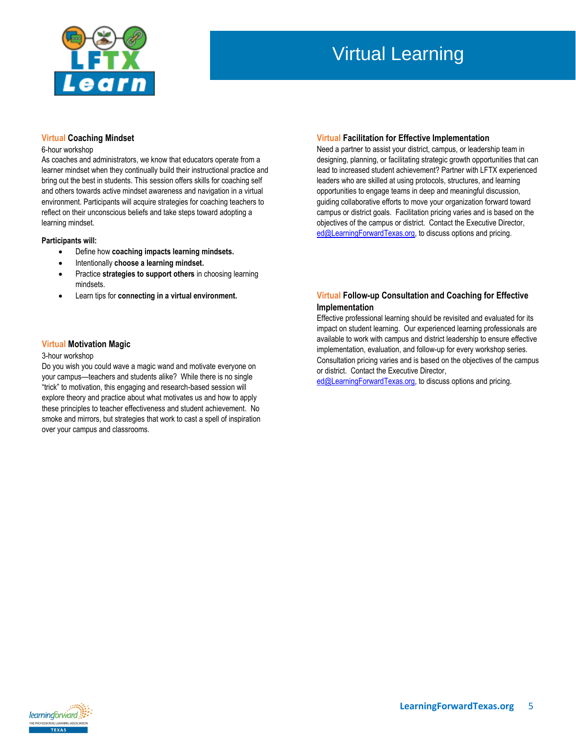# Virtual Learning

## Virtual Coaching Mindset

6-hour workshop

As coaches and administrators, we know that educators operate from a learner mindset when they continually build their instructional practice and bring out the best in students. This session offers skills for coaching self and others towards active mindset awareness and navigation in a virtual environment. Participants will acquire strategies for coaching teachers to reflect on their unconscious beliefs and take steps toward adopting a learning mindset.

**Participants will:**

- Define how **coaching impacts learning mindsets.**
- Intentionally **choose a learning mindset.**
- Practice **strategies to support others** in choosing learning mindsets.
- Learn tips for **connecting in a virtual environment.**

## Virtual Motivation Magic

3-hour workshop

Do you wish you could wave a magic wand and motivate everyone on your campus—teachers and students alike? While there is no single "trick" to motivation, this engaging and research-based session will explore theory and practice about what motivates us and how to apply these principles to teacher effectiveness and student achievement. No smoke and mirrors, but strategies that work to cast a spell of inspiration over your campus and classrooms.

## Virtual Facilitation for Effective Implementation

Need a partner to assist your district, campus, or leadership team in designing, planning, or facilitating strategic growth opportunities that can lead to increased student achievement? Partner with LFTX experienced leaders who are skilled at using protocols, structures, and learning opportunities to engage teams in deep and meaningful discussion, guiding collaborative efforts to move your organization forward toward campus or district goals. Facilitation pricing varies and is based on the objectives of the campus or district. Contact the Executive Director, ed@LearningForwardTexas.org, to discuss options and pricing.

## Virtual Follow-up Consultation and Coaching for Effective Implementation

Effective professional learning should be revisited and evaluated for its impact on student learning. Our experienced learning professionals are available to work with campus and district leadership to ensure effective implementation, evaluation, and follow-up for every workshop series. Consultation pricing varies and is based on the objectives of the campus or district. Contact the Executive Director, ed@LearningForwardTexas.org, to discuss options and pricing.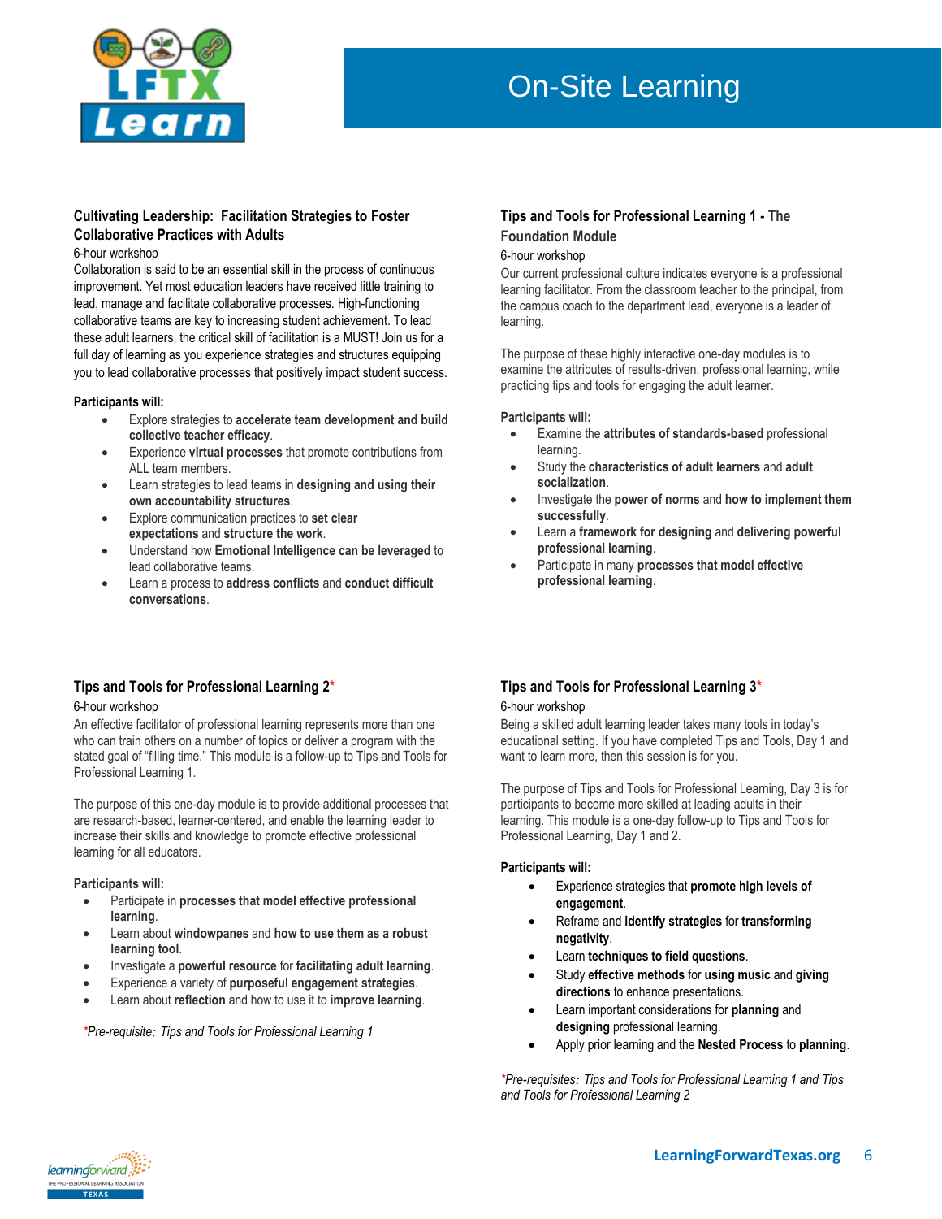# On-Site Learning

### Cultivating Leadership: Facilitation Strategies to Foster Collaborative Practices with Adults

6-hour workshop

Collaboration is said to be an essential skill in the process of continuous improvement. Yet most education leaders have received little training to lead, manage and facilitate collaborative processes. High-functioning collaborative teams are key to increasing student achievement. To lead these adult learners, the critical skill of facilitation is a MUST! Join us for a full day of learning as you experience strategies and structures equipping you to lead collaborative processes that positively impact student success.

**Participants will:**

- Explore strategies to **accelerate team development and build collective teacher efficacy**.
- Experience **virtual processes** that promote contributions from ALL team members.
- Learn strategies to lead teams in **designing and using their own accountability structures**.
- Explore communication practices to **set clear expectations** and **structure the work**.
- Understand how **Emotional Intelligence can be leveraged** to lead collaborative teams.
- Learn a process to **address conflicts** and **conduct difficult conversations**.

### Tips and Tools for Professional Learning 1 - The Foundation Module

6-hour workshop

Our current professional culture indicates everyone is a professional learning facilitator. From the classroom teacher to the principal, from the campus coach to the department lead, everyone is a leader of learning.

The purpose of these highly interactive one-day modules is to examine the attributes of results-driven, professional learning, while practicing tips and tools for engaging the adult learner.

**Participants will:**

- Examine the **attributes of standards-based** professional learning.
- Study the **characteristics of adult learners** and **adult socialization**.
- Investigate the **power of norms** and **how to implement them successfully**.
- Learn a **framework for designing** and **delivering powerful professional learning**.
- Participate in many **processes that model effective professional learning**.

### Tips and Tools for Professional Learning 2*

6-hour workshop

An effective facilitator of professional learning represents more than one who can train others on a number of topics or deliver a program with the stated goal of "filling time." This module is a follow-up to Tips and Tools for Professional Learning 1.

The purpose of this one-day module is to provide additional processes that are research-based, learner-centered, and enable the learning leader to increase their skills and knowledge to promote effective professional learning for all educators.

**Participants will:**

- Participate in **processes that model effective professional learning**.
- Learn about **windowpanes** and **how to use them as a robust learning tool**.
- Investigate a **powerful resource** for **facilitating adult learning**.
- Experience a variety of **purposeful engagement strategies**.
- Learn about **reflection** and how to use it to **improve learning**.

*\*Pre-requisite: Tips and Tools for Professional Learning 1*

### Tips and Tools for Professional Learning 3*

6-hour workshop

Being a skilled adult learning leader takes many tools in today's educational setting. If you have completed Tips and Tools, Day 1 and want to learn more, then this session is for you.

The purpose of Tips and Tools for Professional Learning, Day 3 is for participants to become more skilled at leading adults in their learning. This module is a one-day follow-up to Tips and Tools for Professional Learning, Day 1 and 2.

**Participants will:**

- Experience strategies that **promote high levels of engagement**.
- Reframe and **identify strategies** for **transforming negativity**.
- Learn **techniques to field questions**.
- Study **effective methods** for **using music** and **giving directions** to enhance presentations.
- Learn important considerations for **planning** and **designing** professional learning.
- Apply prior learning and the **Nested Process** to **planning**.

*\*Pre-requisites: Tips and Tools for Professional Learning 1 and Tips and Tools for Professional Learning 2*

LearningForwardTexas.org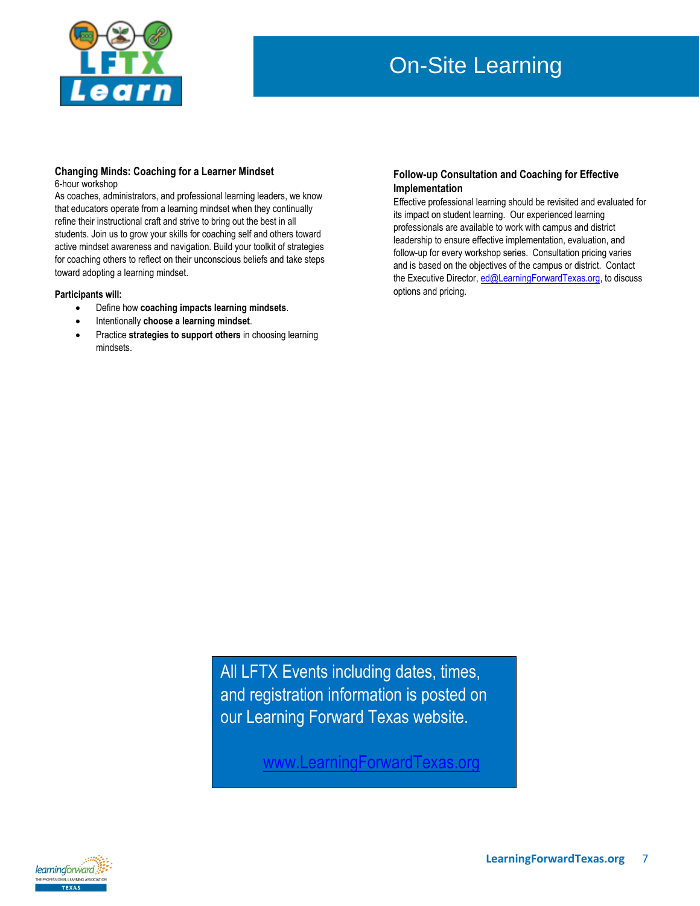# On-Site Learning

### Changing Minds: Coaching for a Learner Mindset

6-hour workshop

As coaches, administrators, and professional learning leaders, we know that educators operate from a learning mindset when they continually refine their instructional craft and strive to bring out the best in all students. Join us to grow your skills for coaching self and others toward active mindset awareness and navigation. Build your toolkit of strategies for coaching others to reflect on their unconscious beliefs and take steps toward adopting a learning mindset.

**Participants will:**

- Define how **coaching impacts learning mindsets**.
- Intentionally **choose a learning mindset**.
- Practice **strategies to support others** in choosing learning mindsets.

### Follow-up Consultation and Coaching for Effective Implementation

Effective professional learning should be revisited and evaluated for its impact on student learning. Our experienced learning professionals are available to work with campus and district leadership to ensure effective implementation, evaluation, and follow-up for every workshop series. Consultation pricing varies and is based on the objectives of the campus or district. Contact the Executive Director, ed@LearningForwardTexas.org, to discuss options and pricing.

All LFTX Events including dates, times, and registration information is posted on our Learning Forward Texas website.

www.LearningForwardTexas.org